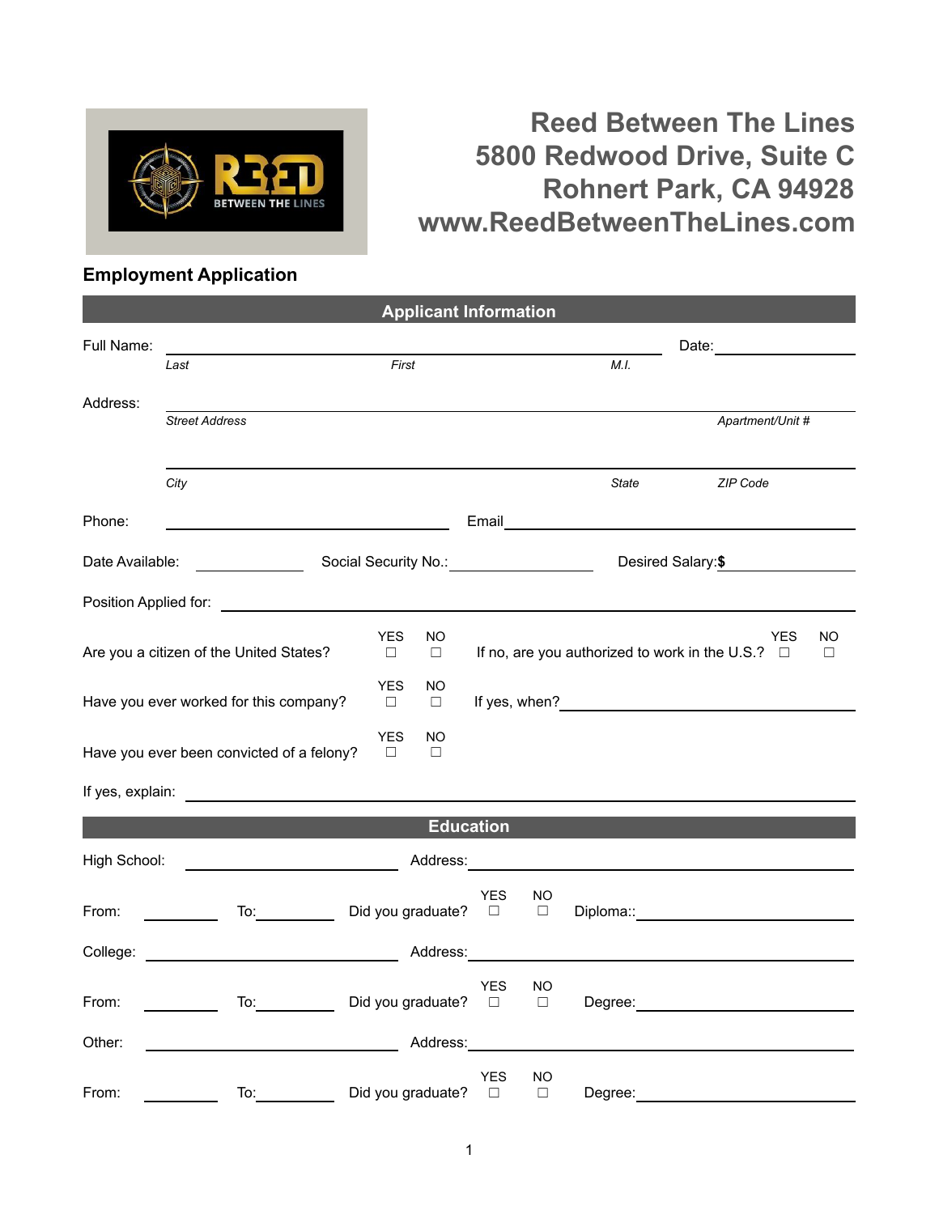# Reed Between The Lines

**5800 Redwood Drive, Suite C**
**Rohnert Park, CA 94928**
**www.ReedBetweenTheLines.com**

## Employment Application

### Applicant Information

Full Name: ______________________________________ Date: ______________

*Last* *First* *M.I.*

Address: ____________________________________________________________

*Street Address* *Apartment/Unit #*

____________________________________________________________

*City* *State* *ZIP Code*

Phone: ______________________ Email ______________________________

Date Available: __________ Social Security No.: ______________ Desired Salary:**$** ______________

Position Applied for: ____________________________________________________

Are you a citizen of the United States? YES ☐ NO ☐ If no, are you authorized to work in the U.S.? YES ☐ NO ☐

Have you ever worked for this company? YES ☐ NO ☐ If yes, when? ______________________

Have you ever been convicted of a felony? YES ☐ NO ☐

If yes, explain: ____________________________________________________

### Education

High School: ______________________ Address: ______________________________

From: __________ To: __________ Did you graduate? YES ☐ NO ☐ Diploma:: ______________________

College: ______________________ Address: ______________________________

From: __________ To: __________ Did you graduate? YES ☐ NO ☐ Degree: ______________________

Other: ______________________ Address: ______________________________

From: __________ To: __________ Did you graduate? YES ☐ NO ☐ Degree: ______________________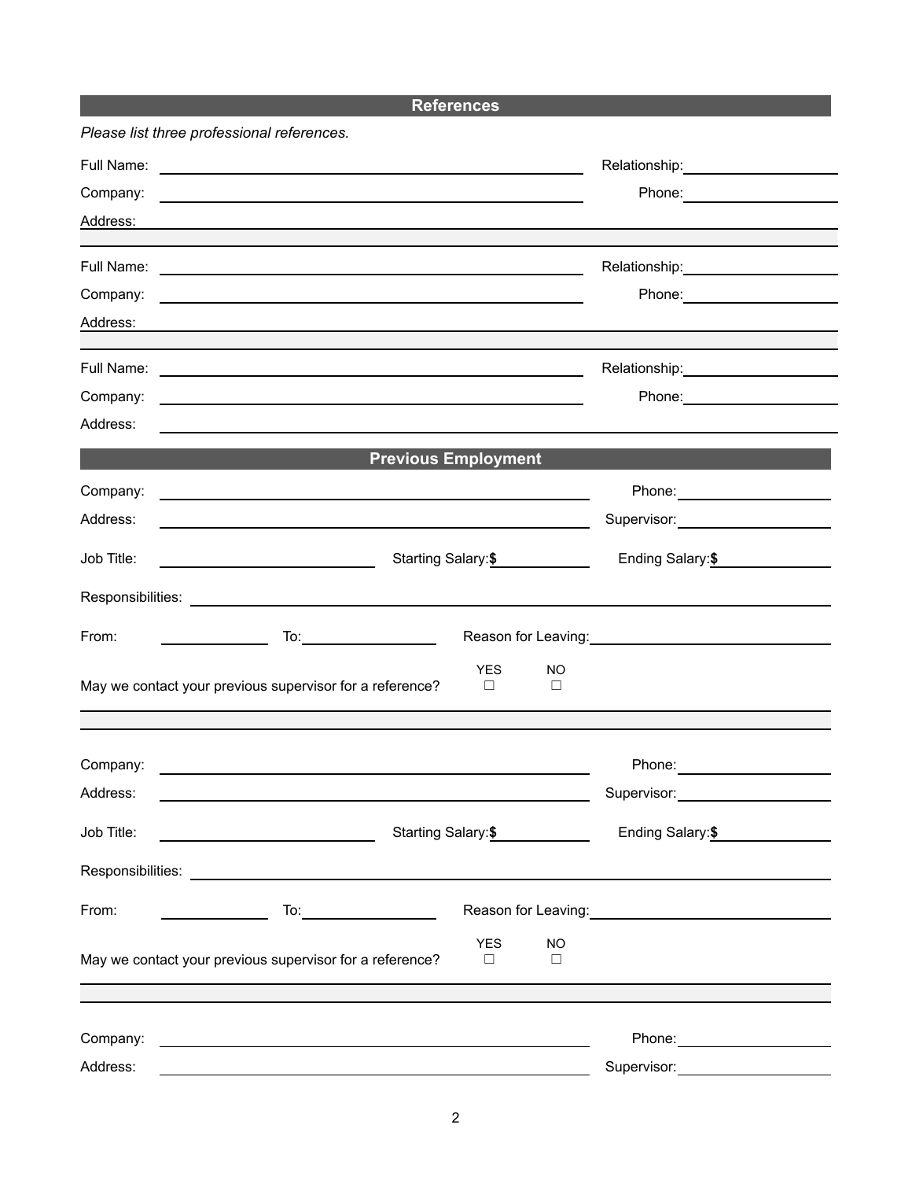## References

*Please list three professional references.*

Full Name: ______________________________ Relationship: ______________

Company: ______________________________ Phone: ______________

Address: ______________________________________________________________

Full Name: ______________________________ Relationship: ______________

Company: ______________________________ Phone: ______________

Address: ______________________________________________________________

Full Name: ______________________________ Relationship: ______________

Company: ______________________________ Phone: ______________

Address: ______________________________________________________________

## Previous Employment

Company: ______________________________ Phone: ______________

Address: ______________________________ Supervisor: ______________

Job Title: ______________ Starting Salary: **$** ______________ Ending Salary: **$** ______________

Responsibilities: ______________________________________________________

From: ______________ To: ______________ Reason for Leaving: ______________

May we contact your previous supervisor for a reference? YES ☐ NO ☐

Company: ______________________________ Phone: ______________

Address: ______________________________ Supervisor: ______________

Job Title: ______________ Starting Salary: **$** ______________ Ending Salary: **$** ______________

Responsibilities: ______________________________________________________

From: ______________ To: ______________ Reason for Leaving: ______________

May we contact your previous supervisor for a reference? YES ☐ NO ☐

Company: ______________________________ Phone: ______________

Address: ______________________________ Supervisor: ______________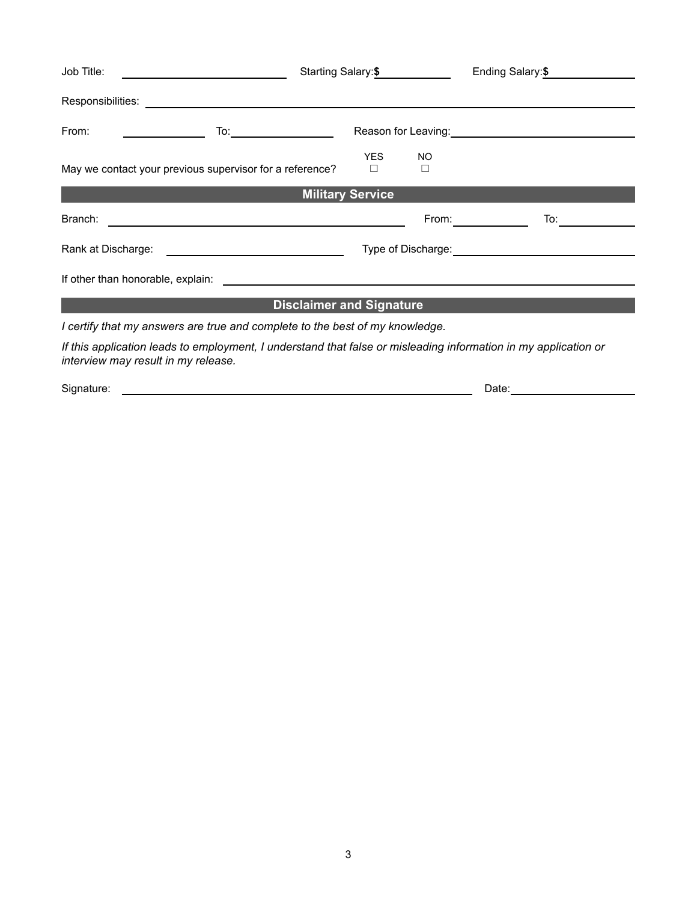Job Title: ______________________ Starting Salary: **$**__________ Ending Salary: **$**__________

Responsibilities: ________________________________________________________________

From: __________ To: ______________ Reason for Leaving: ______________________________

May we contact your previous supervisor for a reference? YES ☐ NO ☐

## Military Service

Branch: ________________________________________ From: __________ To: __________

Rank at Discharge: ______________________ Type of Discharge: ______________________

If other than honorable, explain: ______________________________________________________

## Disclaimer and Signature

*I certify that my answers are true and complete to the best of my knowledge.*

*If this application leads to employment, I understand that false or misleading information in my application or interview may result in my release.*

Signature: ______________________________________________ Date: ________________